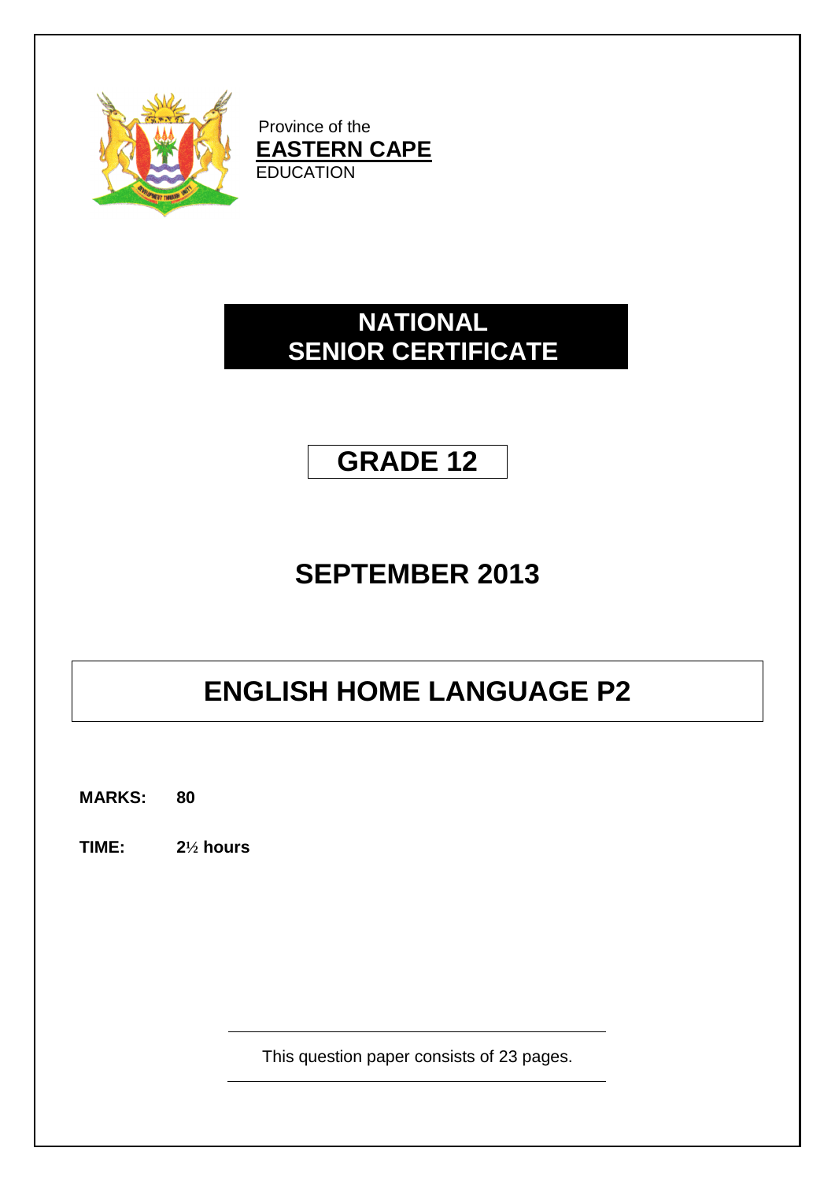Province of the
**EASTERN CAPE**
EDUCATION

# NATIONAL SENIOR CERTIFICATE

## GRADE 12

## SEPTEMBER 2013

# ENGLISH HOME LANGUAGE P2

**MARKS:** **80**

**TIME:** **2½ hours**

This question paper consists of 23 pages.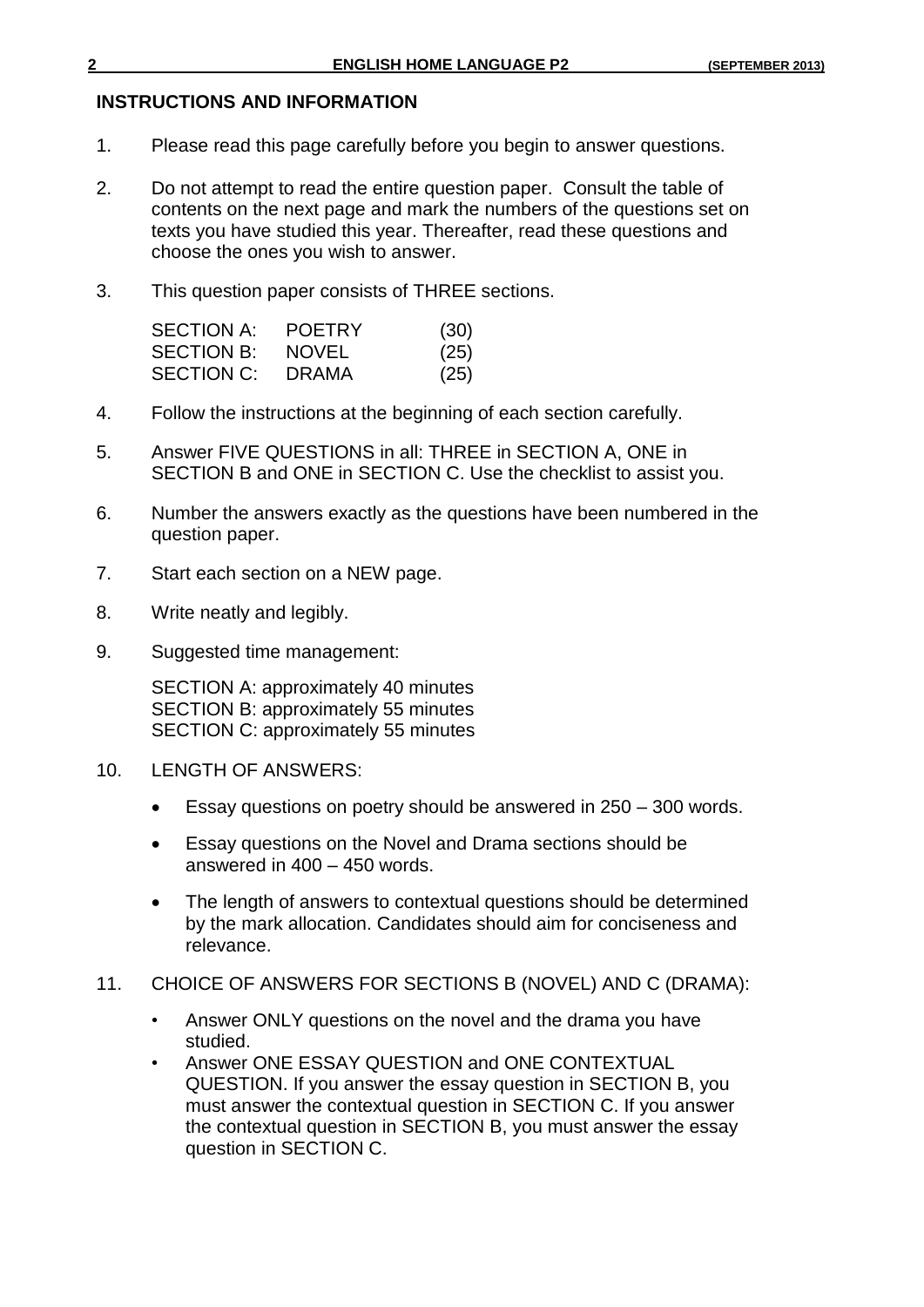## INSTRUCTIONS AND INFORMATION

1. Please read this page carefully before you begin to answer questions.

2. Do not attempt to read the entire question paper. Consult the table of contents on the next page and mark the numbers of the questions set on texts you have studied this year. Thereafter, read these questions and choose the ones you wish to answer.

3. This question paper consists of THREE sections.

| | | |
|---|---|---|
| SECTION A: | POETRY | (30) |
| SECTION B: | NOVEL | (25) |
| SECTION C: | DRAMA | (25) |

4. Follow the instructions at the beginning of each section carefully.

5. Answer FIVE QUESTIONS in all: THREE in SECTION A, ONE in SECTION B and ONE in SECTION C. Use the checklist to assist you.

6. Number the answers exactly as the questions have been numbered in the question paper.

7. Start each section on a NEW page.

8. Write neatly and legibly.

9. Suggested time management:

   SECTION A: approximately 40 minutes
   SECTION B: approximately 55 minutes
   SECTION C: approximately 55 minutes

10. LENGTH OF ANSWERS:

    - Essay questions on poetry should be answered in 250 – 300 words.
    - Essay questions on the Novel and Drama sections should be answered in 400 – 450 words.
    - The length of answers to contextual questions should be determined by the mark allocation. Candidates should aim for conciseness and relevance.

11. CHOICE OF ANSWERS FOR SECTIONS B (NOVEL) AND C (DRAMA):

    - Answer ONLY questions on the novel and the drama you have studied.
    - Answer ONE ESSAY QUESTION and ONE CONTEXTUAL QUESTION. If you answer the essay question in SECTION B, you must answer the contextual question in SECTION C. If you answer the contextual question in SECTION B, you must answer the essay question in SECTION C.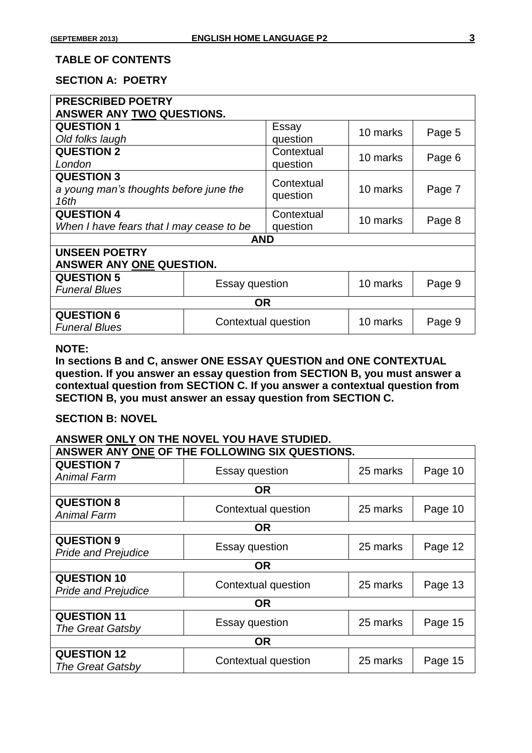## TABLE OF CONTENTS

### SECTION A: POETRY

| | | | |
|---|---|---|---|
| **PRESCRIBED POETRY**<br>**ANSWER ANY TWO QUESTIONS.** | | | |
| **QUESTION 1**<br>*Old folks laugh* | Essay question | 10 marks | Page 5 |
| **QUESTION 2**<br>*London* | Contextual question | 10 marks | Page 6 |
| **QUESTION 3**<br>*a young man's thoughts before june the 16th* | Contextual question | 10 marks | Page 7 |
| **QUESTION 4**<br>*When I have fears that I may cease to be* | Contextual question | 10 marks | Page 8 |
| **AND** | | | |
| **UNSEEN POETRY**<br>**ANSWER ANY ONE QUESTION.** | | | |
| **QUESTION 5**<br>*Funeral Blues* | Essay question | 10 marks | Page 9 |
| **OR** | | | |
| **QUESTION 6**<br>*Funeral Blues* | Contextual question | 10 marks | Page 9 |

**NOTE:**

**In sections B and C, answer ONE ESSAY QUESTION and ONE CONTEXTUAL question. If you answer an essay question from SECTION B, you must answer a contextual question from SECTION C. If you answer a contextual question from SECTION B, you must answer an essay question from SECTION C.**

### SECTION B: NOVEL

**ANSWER ONLY ON THE NOVEL YOU HAVE STUDIED.**

| | | | |
|---|---|---|---|
| **ANSWER ANY ONE OF THE FOLLOWING SIX QUESTIONS.** | | | |
| **QUESTION 7**<br>*Animal Farm* | Essay question | 25 marks | Page 10 |
| **OR** | | | |
| **QUESTION 8**<br>*Animal Farm* | Contextual question | 25 marks | Page 10 |
| **OR** | | | |
| **QUESTION 9**<br>*Pride and Prejudice* | Essay question | 25 marks | Page 12 |
| **OR** | | | |
| **QUESTION 10**<br>*Pride and Prejudice* | Contextual question | 25 marks | Page 13 |
| **OR** | | | |
| **QUESTION 11**<br>*The Great Gatsby* | Essay question | 25 marks | Page 15 |
| **OR** | | | |
| **QUESTION 12**<br>*The Great Gatsby* | Contextual question | 25 marks | Page 15 |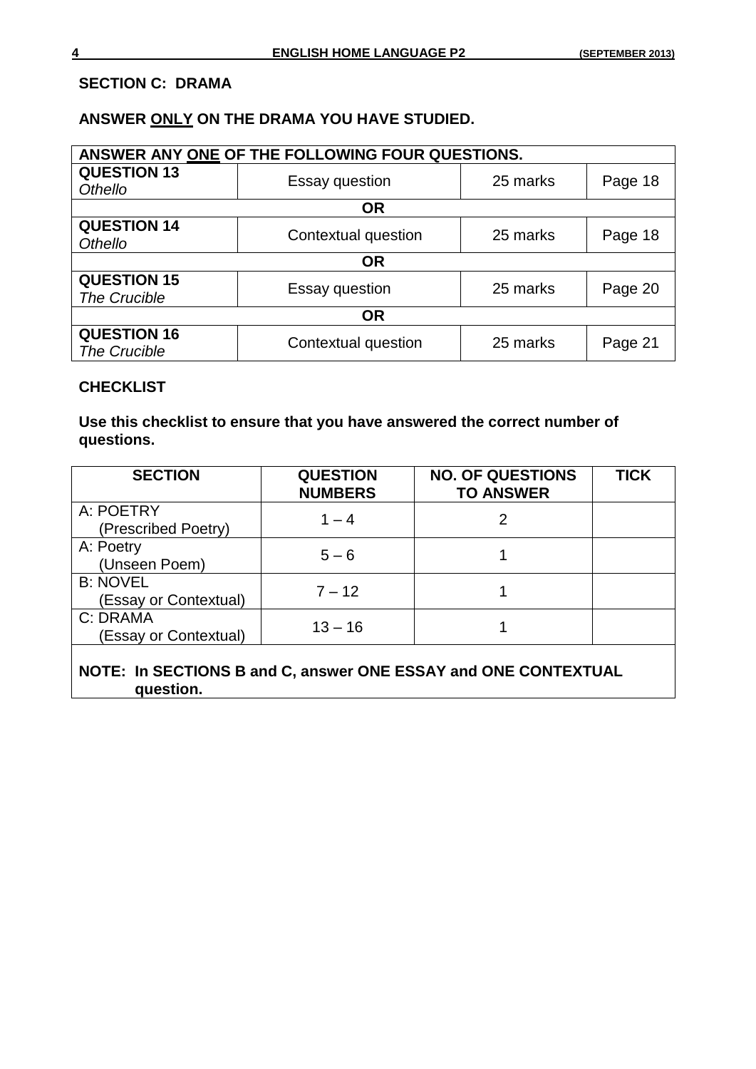## SECTION C: DRAMA

**ANSWER ONLY ON THE DRAMA YOU HAVE STUDIED.**

| ANSWER ANY ONE OF THE FOLLOWING FOUR QUESTIONS. | | | |
|---|---|---|---|
| **QUESTION 13** *Othello* | Essay question | 25 marks | Page 18 |
| **OR** | | | |
| **QUESTION 14** *Othello* | Contextual question | 25 marks | Page 18 |
| **OR** | | | |
| **QUESTION 15** *The Crucible* | Essay question | 25 marks | Page 20 |
| **OR** | | | |
| **QUESTION 16** *The Crucible* | Contextual question | 25 marks | Page 21 |

**CHECKLIST**

**Use this checklist to ensure that you have answered the correct number of questions.**

| SECTION | QUESTION NUMBERS | NO. OF QUESTIONS TO ANSWER | TICK |
|---|---|---|---|
| A: POETRY (Prescribed Poetry) | 1 – 4 | 2 | |
| A: Poetry (Unseen Poem) | 5 – 6 | 1 | |
| B: NOVEL (Essay or Contextual) | 7 – 12 | 1 | |
| C: DRAMA (Essay or Contextual) | 13 – 16 | 1 | |
| **NOTE: In SECTIONS B and C, answer ONE ESSAY and ONE CONTEXTUAL question.** | | | |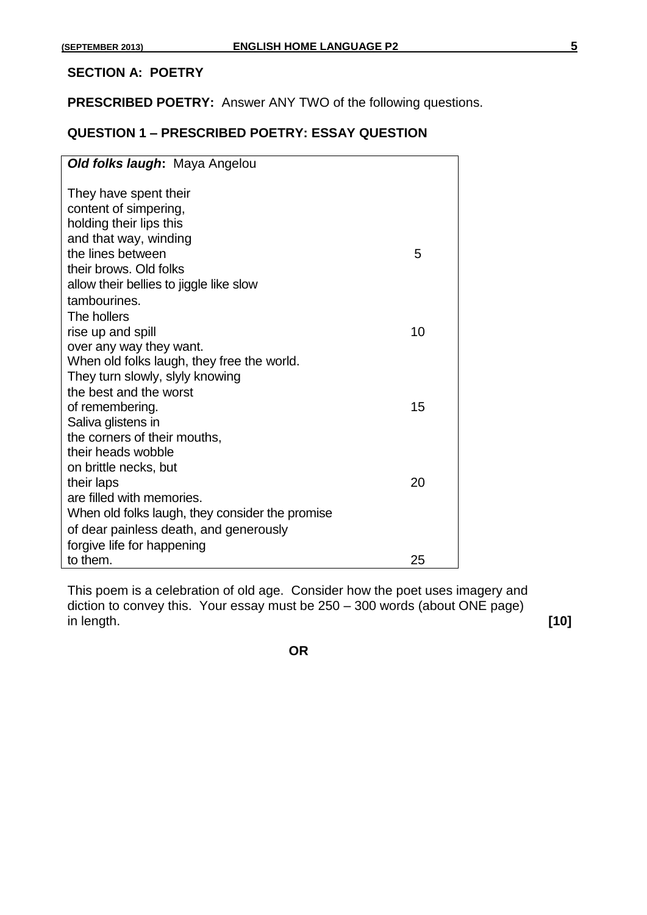## SECTION A: POETRY

**PRESCRIBED POETRY:** Answer ANY TWO of the following questions.

### QUESTION 1 – PRESCRIBED POETRY: ESSAY QUESTION

***Old folks laugh*:** Maya Angelou

They have spent their
content of simpering,
holding their lips this
and that way, winding
the lines between 5
their brows. Old folks
allow their bellies to jiggle like slow
tambourines.
The hollers
rise up and spill 10
over any way they want.
When old folks laugh, they free the world.
They turn slowly, slyly knowing
the best and the worst
of remembering. 15
Saliva glistens in
the corners of their mouths,
their heads wobble
on brittle necks, but
their laps 20
are filled with memories.
When old folks laugh, they consider the promise
of dear painless death, and generously
forgive life for happening
to them. 25

This poem is a celebration of old age. Consider how the poet uses imagery and diction to convey this. Your essay must be 250 – 300 words (about ONE page) in length. **[10]**

**OR**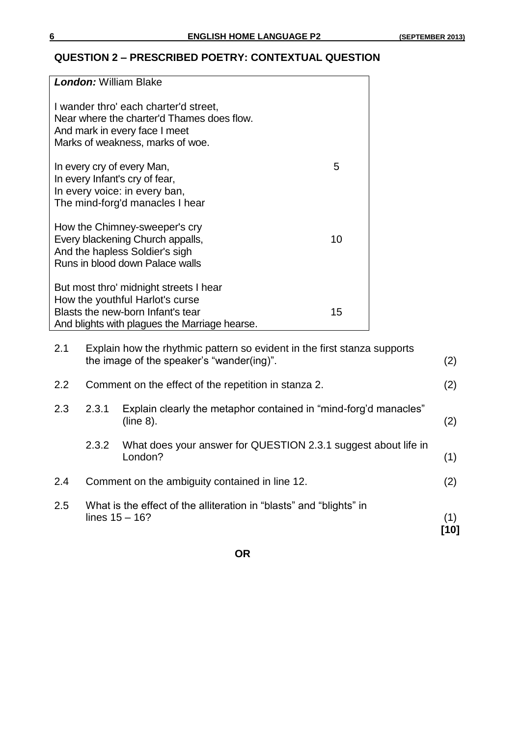## QUESTION 2 – PRESCRIBED POETRY: CONTEXTUAL QUESTION

***London:*** William Blake

I wander thro' each charter'd street,
Near where the charter'd Thames does flow.
And mark in every face I meet
Marks of weakness, marks of woe.

In every cry of every Man, 5
In every Infant's cry of fear,
In every voice: in every ban,
The mind-forg'd manacles I hear

How the Chimney-sweeper's cry
Every blackening Church appalls, 10
And the hapless Soldier's sigh
Runs in blood down Palace walls

But most thro' midnight streets I hear
How the youthful Harlot's curse
Blasts the new-born Infant's tear 15
And blights with plagues the Marriage hearse.

| | | | |
|---|---|---|---|
| 2.1 | Explain how the rhythmic pattern so evident in the first stanza supports the image of the speaker's "wander(ing)". | | (2) |
| 2.2 | Comment on the effect of the repetition in stanza 2. | | (2) |
| 2.3 | 2.3.1 | Explain clearly the metaphor contained in "mind-forg'd manacles" (line 8). | (2) |
| | 2.3.2 | What does your answer for QUESTION 2.3.1 suggest about life in London? | (1) |
| 2.4 | Comment on the ambiguity contained in line 12. | | (2) |
| 2.5 | What is the effect of the alliteration in "blasts" and "blights" in lines 15 – 16? | | (1) **[10]** |

**OR**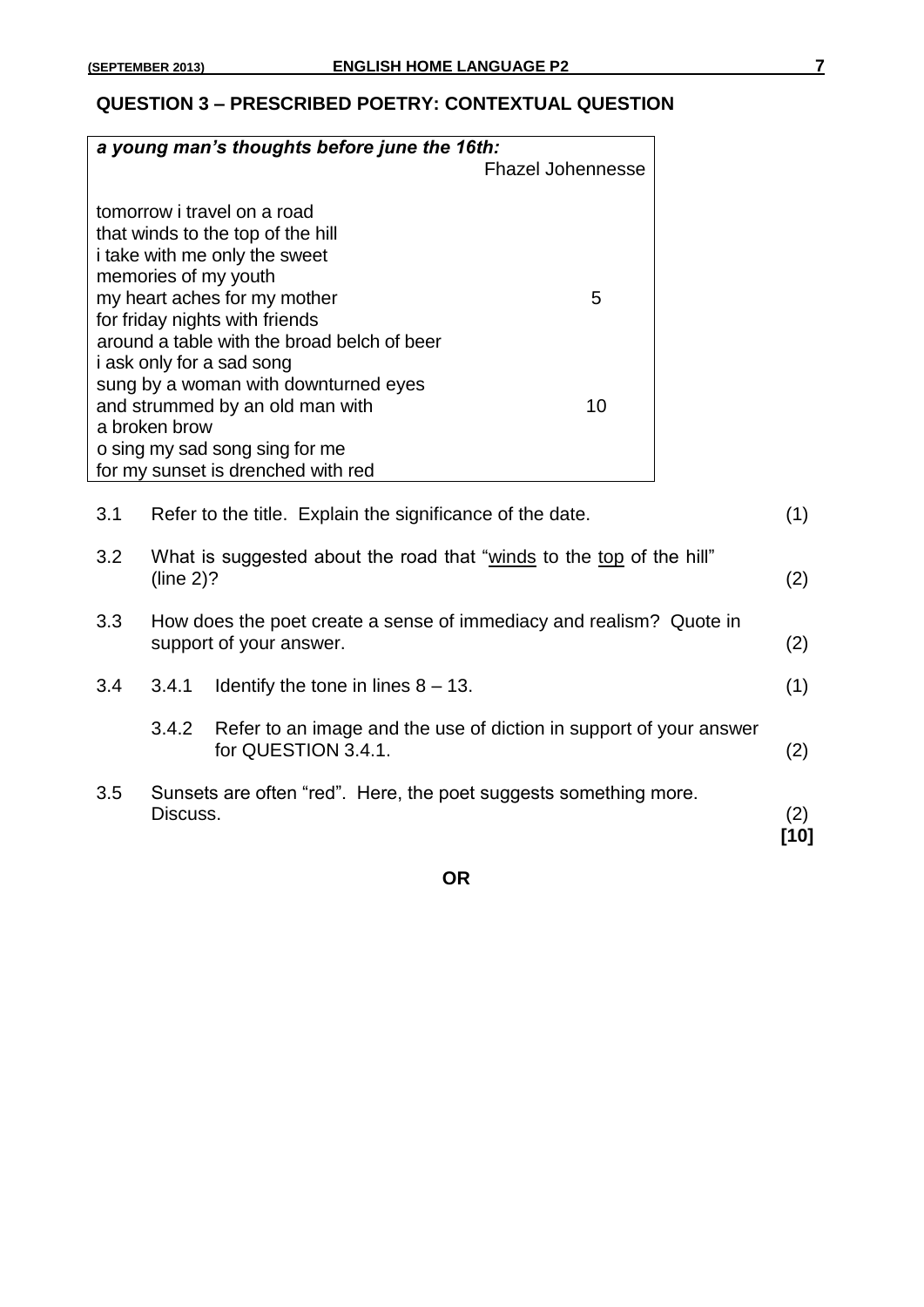## QUESTION 3 – PRESCRIBED POETRY: CONTEXTUAL QUESTION

***a young man's thoughts before june the 16th:***

Fhazel Johennesse

tomorrow i travel on a road
that winds to the top of the hill
i take with me only the sweet
memories of my youth
my heart aches for my mother 5
for friday nights with friends
around a table with the broad belch of beer
i ask only for a sad song
sung by a woman with downturned eyes
and strummed by an old man with 10
a broken brow
o sing my sad song sing for me
for my sunset is drenched with red

| | | | |
|---|---|---|---|
| 3.1 | Refer to the title. Explain the significance of the date. | | (1) |
| 3.2 | What is suggested about the road that "<u>winds</u> to the <u>top</u> of the hill" (line 2)? | | (2) |
| 3.3 | How does the poet create a sense of immediacy and realism? Quote in support of your answer. | | (2) |
| 3.4 | 3.4.1 | Identify the tone in lines 8 – 13. | (1) |
| | 3.4.2 | Refer to an image and the use of diction in support of your answer for QUESTION 3.4.1. | (2) |
| 3.5 | Sunsets are often "red". Here, the poet suggests something more. Discuss. | | (2) **[10]** |

**OR**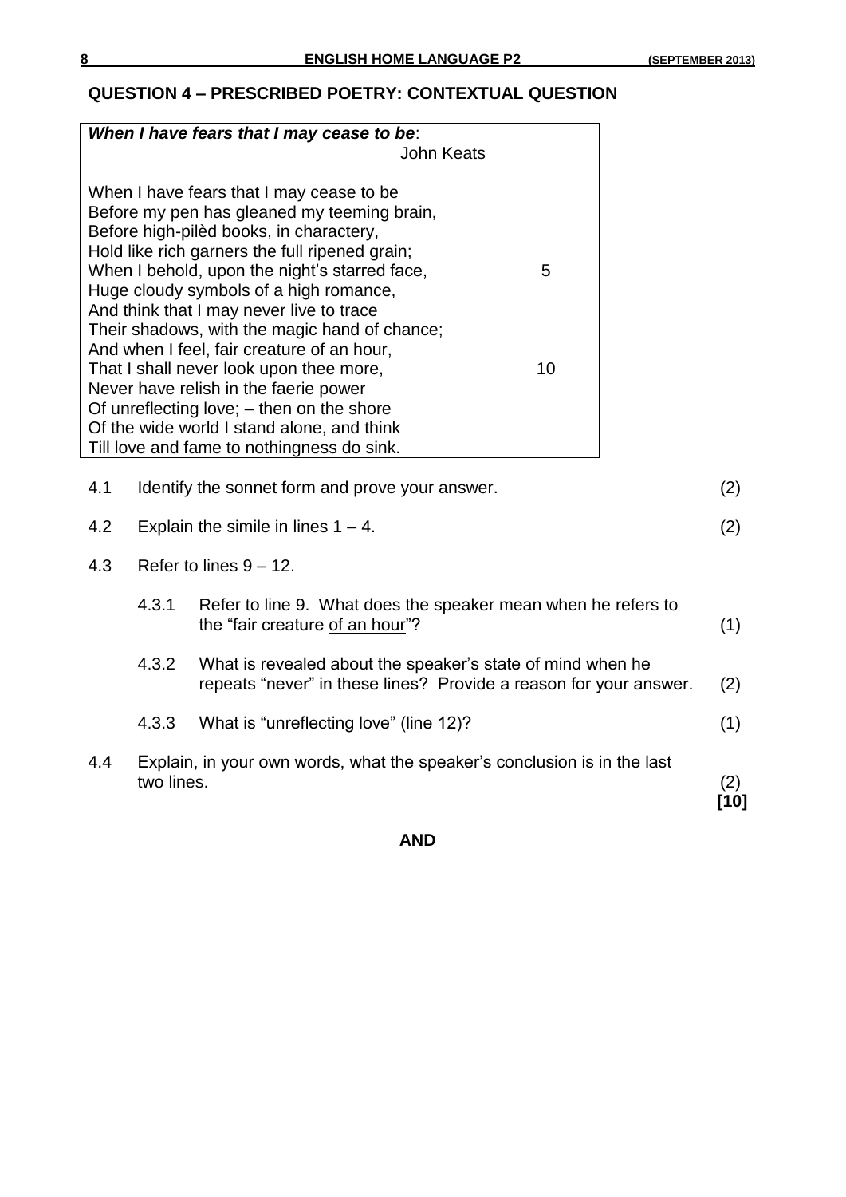## QUESTION 4 – PRESCRIBED POETRY: CONTEXTUAL QUESTION

***When I have fears that I may cease to be***:
John Keats

When I have fears that I may cease to be
Before my pen has gleaned my teeming brain,
Before high-pilèd books, in charactery,
Hold like rich garners the full ripened grain;
When I behold, upon the night's starred face, 5
Huge cloudy symbols of a high romance,
And think that I may never live to trace
Their shadows, with the magic hand of chance;
And when I feel, fair creature of an hour,
That I shall never look upon thee more, 10
Never have relish in the faerie power
Of unreflecting love; – then on the shore
Of the wide world I stand alone, and think
Till love and fame to nothingness do sink.

4.1 Identify the sonnet form and prove your answer. (2)

4.2 Explain the simile in lines 1 – 4. (2)

4.3 Refer to lines 9 – 12.

4.3.1 Refer to line 9. What does the speaker mean when he refers to the "fair creature of an hour"? (1)

4.3.2 What is revealed about the speaker's state of mind when he repeats "never" in these lines? Provide a reason for your answer. (2)

4.3.3 What is "unreflecting love" (line 12)? (1)

4.4 Explain, in your own words, what the speaker's conclusion is in the last two lines. (2)
**[10]**

**AND**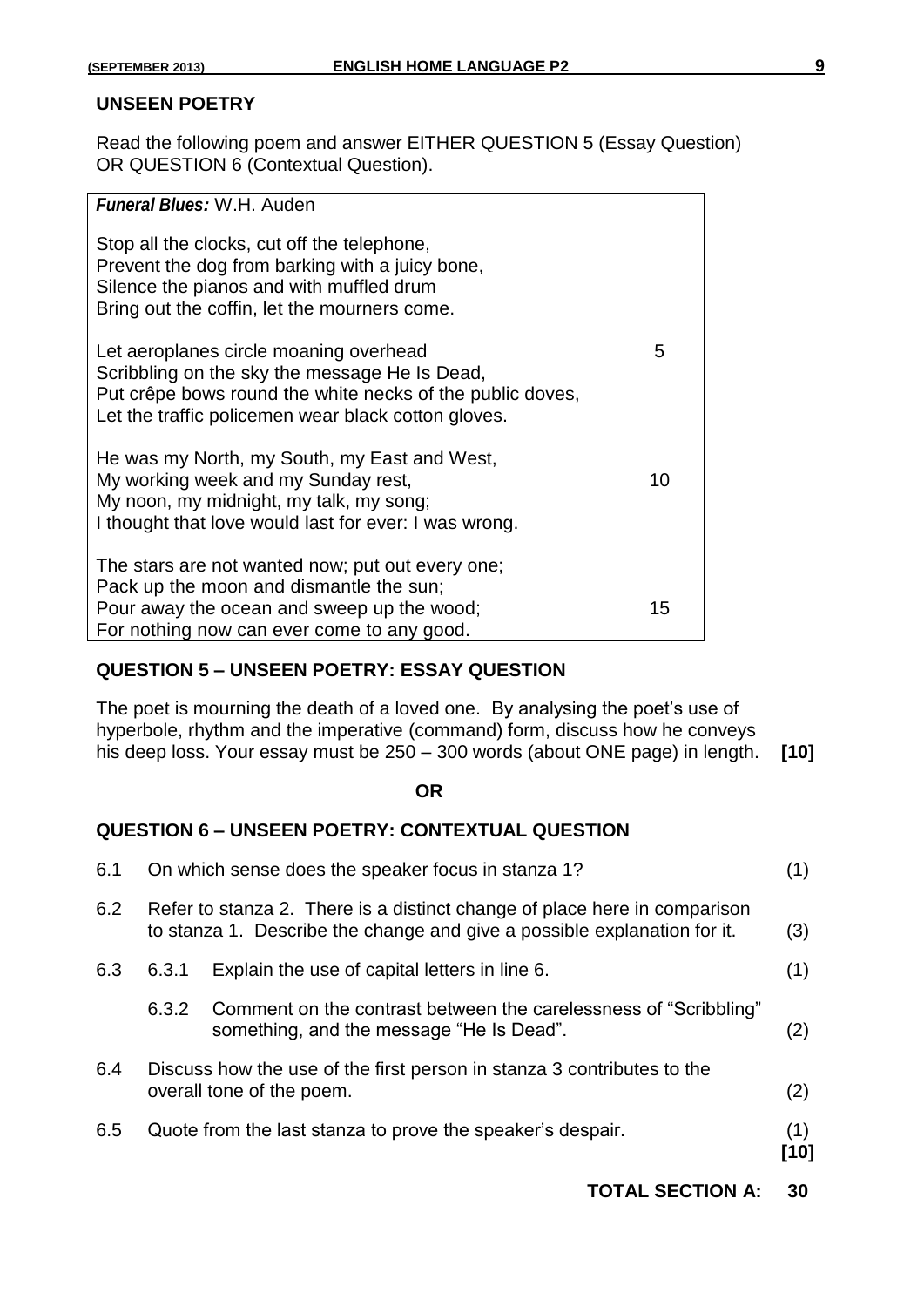## UNSEEN POETRY

Read the following poem and answer EITHER QUESTION 5 (Essay Question) OR QUESTION 6 (Contextual Question).

***Funeral Blues:*** W.H. Auden

Stop all the clocks, cut off the telephone,
Prevent the dog from barking with a juicy bone,
Silence the pianos and with muffled drum
Bring out the coffin, let the mourners come.

Let aeroplanes circle moaning overhead 5
Scribbling on the sky the message He Is Dead,
Put crêpe bows round the white necks of the public doves,
Let the traffic policemen wear black cotton gloves.

He was my North, my South, my East and West,
My working week and my Sunday rest, 10
My noon, my midnight, my talk, my song;
I thought that love would last for ever: I was wrong.

The stars are not wanted now; put out every one;
Pack up the moon and dismantle the sun;
Pour away the ocean and sweep up the wood; 15
For nothing now can ever come to any good.

### QUESTION 5 – UNSEEN POETRY: ESSAY QUESTION

The poet is mourning the death of a loved one. By analysing the poet's use of hyperbole, rhythm and the imperative (command) form, discuss how he conveys his deep loss. Your essay must be 250 – 300 words (about ONE page) in length. **[10]**

**OR**

### QUESTION 6 – UNSEEN POETRY: CONTEXTUAL QUESTION

| | | | |
|---|---|---|---|
| 6.1 | On which sense does the speaker focus in stanza 1? | | (1) |
| 6.2 | Refer to stanza 2. There is a distinct change of place here in comparison to stanza 1. Describe the change and give a possible explanation for it. | | (3) |
| 6.3 | 6.3.1 | Explain the use of capital letters in line 6. | (1) |
| | 6.3.2 | Comment on the contrast between the carelessness of "Scribbling" something, and the message "He Is Dead". | (2) |
| 6.4 | Discuss how the use of the first person in stanza 3 contributes to the overall tone of the poem. | | (2) |
| 6.5 | Quote from the last stanza to prove the speaker's despair. | | (1) **[10]** |

**TOTAL SECTION A: 30**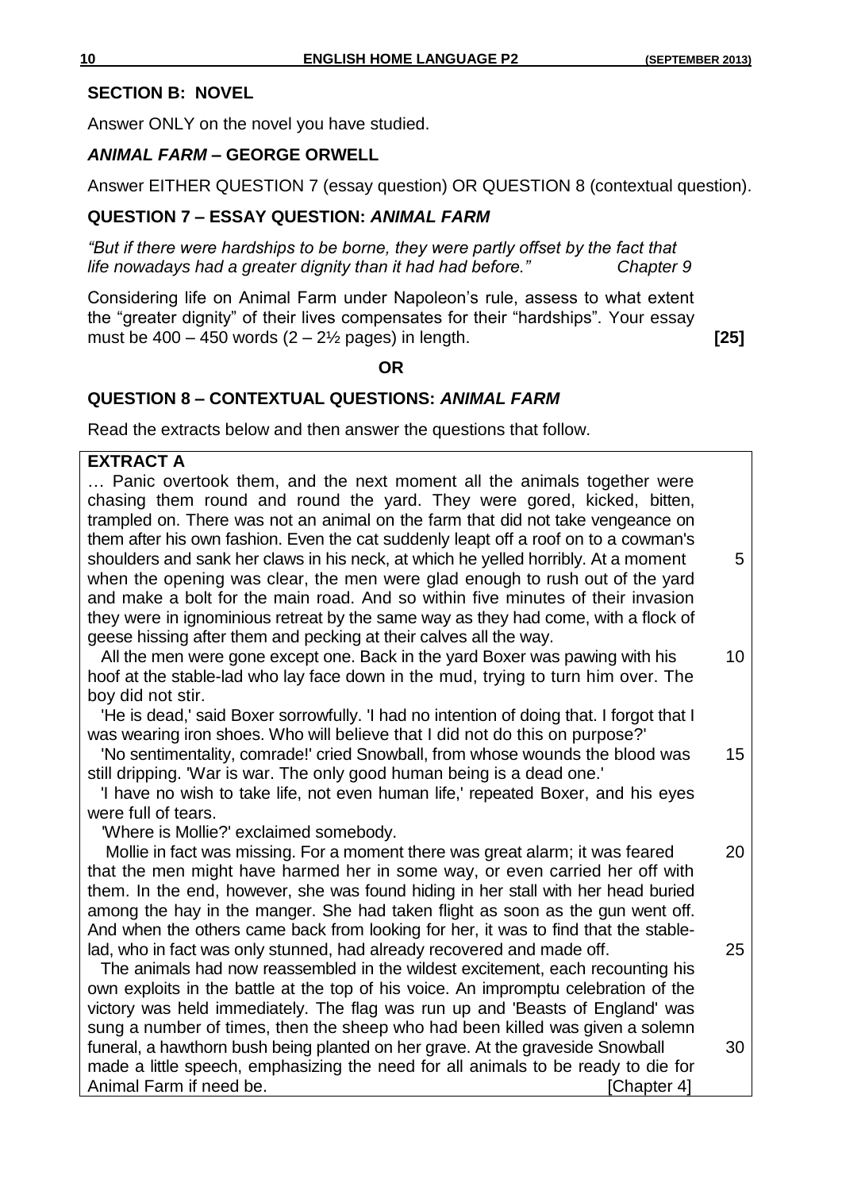## SECTION B: NOVEL

Answer ONLY on the novel you have studied.

### *ANIMAL FARM* – GEORGE ORWELL

Answer EITHER QUESTION 7 (essay question) OR QUESTION 8 (contextual question).

### QUESTION 7 – ESSAY QUESTION: *ANIMAL FARM*

*"But if there were hardships to be borne, they were partly offset by the fact that life nowadays had a greater dignity than it had had before."* *Chapter 9*

Considering life on Animal Farm under Napoleon's rule, assess to what extent the "greater dignity" of their lives compensates for their "hardships". Your essay must be 400 – 450 words (2 – 2½ pages) in length. **[25]**

**OR**

### QUESTION 8 – CONTEXTUAL QUESTIONS: *ANIMAL FARM*

Read the extracts below and then answer the questions that follow.

**EXTRACT A**

… Panic overtook them, and the next moment all the animals together were chasing them round and round the yard. They were gored, kicked, bitten, trampled on. There was not an animal on the farm that did not take vengeance on them after his own fashion. Even the cat suddenly leapt off a roof on to a cowman's shoulders and sank her claws in his neck, at which he yelled horribly. At a moment (5) when the opening was clear, the men were glad enough to rush out of the yard and make a bolt for the main road. And so within five minutes of their invasion they were in ignominious retreat by the same way as they had come, with a flock of geese hissing after them and pecking at their calves all the way.

All the men were gone except one. Back in the yard Boxer was pawing with his (10) hoof at the stable-lad who lay face down in the mud, trying to turn him over. The boy did not stir.

'He is dead,' said Boxer sorrowfully. 'I had no intention of doing that. I forgot that I was wearing iron shoes. Who will believe that I did not do this on purpose?'

'No sentimentality, comrade!' cried Snowball, from whose wounds the blood was (15) still dripping. 'War is war. The only good human being is a dead one.'

'I have no wish to take life, not even human life,' repeated Boxer, and his eyes were full of tears.

'Where is Mollie?' exclaimed somebody.

Mollie in fact was missing. For a moment there was great alarm; it was feared (20) that the men might have harmed her in some way, or even carried her off with them. In the end, however, she was found hiding in her stall with her head buried among the hay in the manger. She had taken flight as soon as the gun went off. And when the others came back from looking for her, it was to find that the stable-lad, who in fact was only stunned, had already recovered and made off. (25)

The animals had now reassembled in the wildest excitement, each recounting his own exploits in the battle at the top of his voice. An impromptu celebration of the victory was held immediately. The flag was run up and 'Beasts of England' was sung a number of times, then the sheep who had been killed was given a solemn funeral, a hawthorn bush being planted on her grave. At the graveside Snowball (30) made a little speech, emphasizing the need for all animals to be ready to die for Animal Farm if need be. [Chapter 4]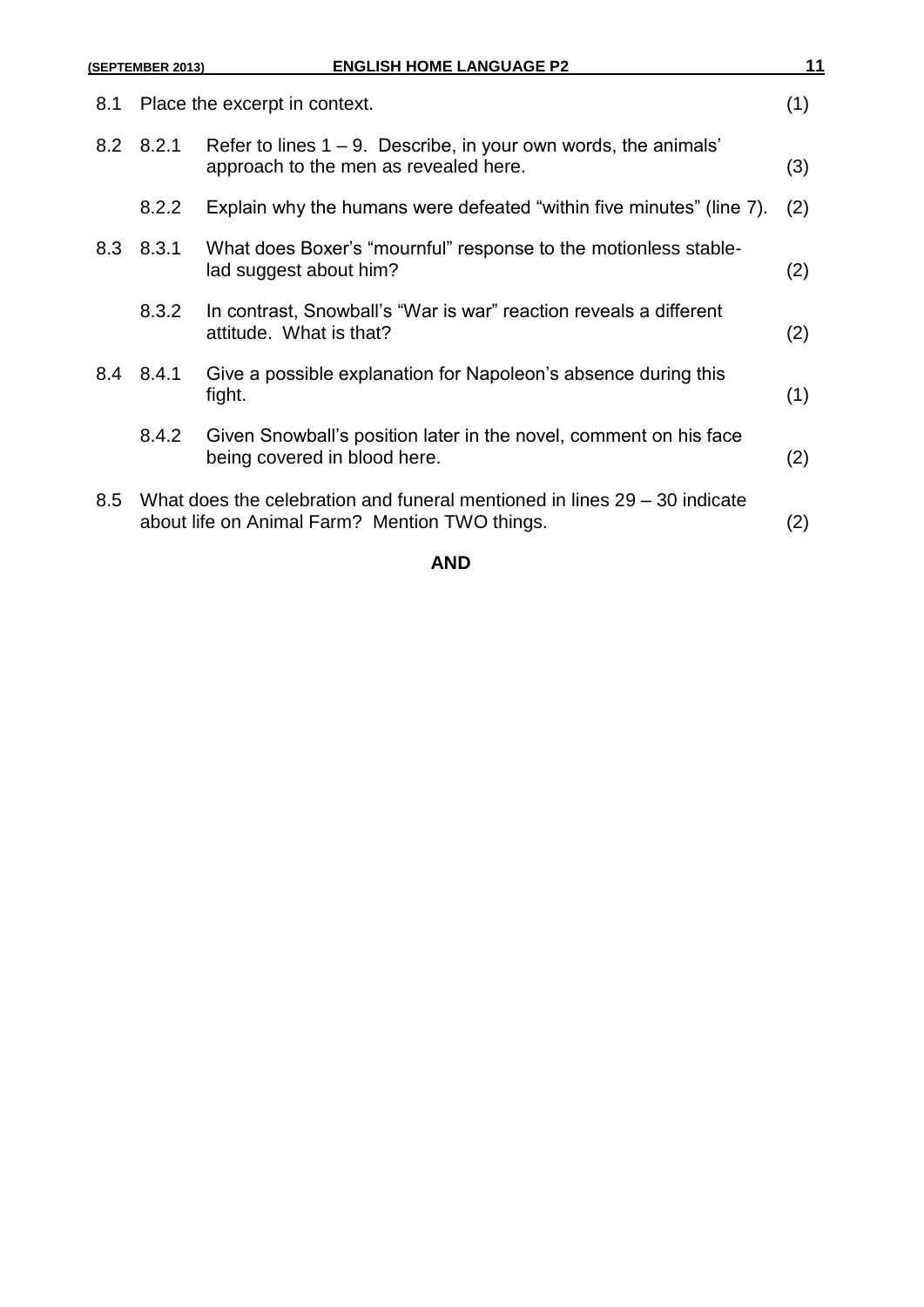8.1 Place the excerpt in context. (1)

8.2 8.2.1 Refer to lines 1 – 9. Describe, in your own words, the animals' approach to the men as revealed here. (3)

8.2.2 Explain why the humans were defeated "within five minutes" (line 7). (2)

8.3 8.3.1 What does Boxer's "mournful" response to the motionless stable-lad suggest about him? (2)

8.3.2 In contrast, Snowball's "War is war" reaction reveals a different attitude. What is that? (2)

8.4 8.4.1 Give a possible explanation for Napoleon's absence during this fight. (1)

8.4.2 Given Snowball's position later in the novel, comment on his face being covered in blood here. (2)

8.5 What does the celebration and funeral mentioned in lines 29 – 30 indicate about life on Animal Farm? Mention TWO things. (2)

**AND**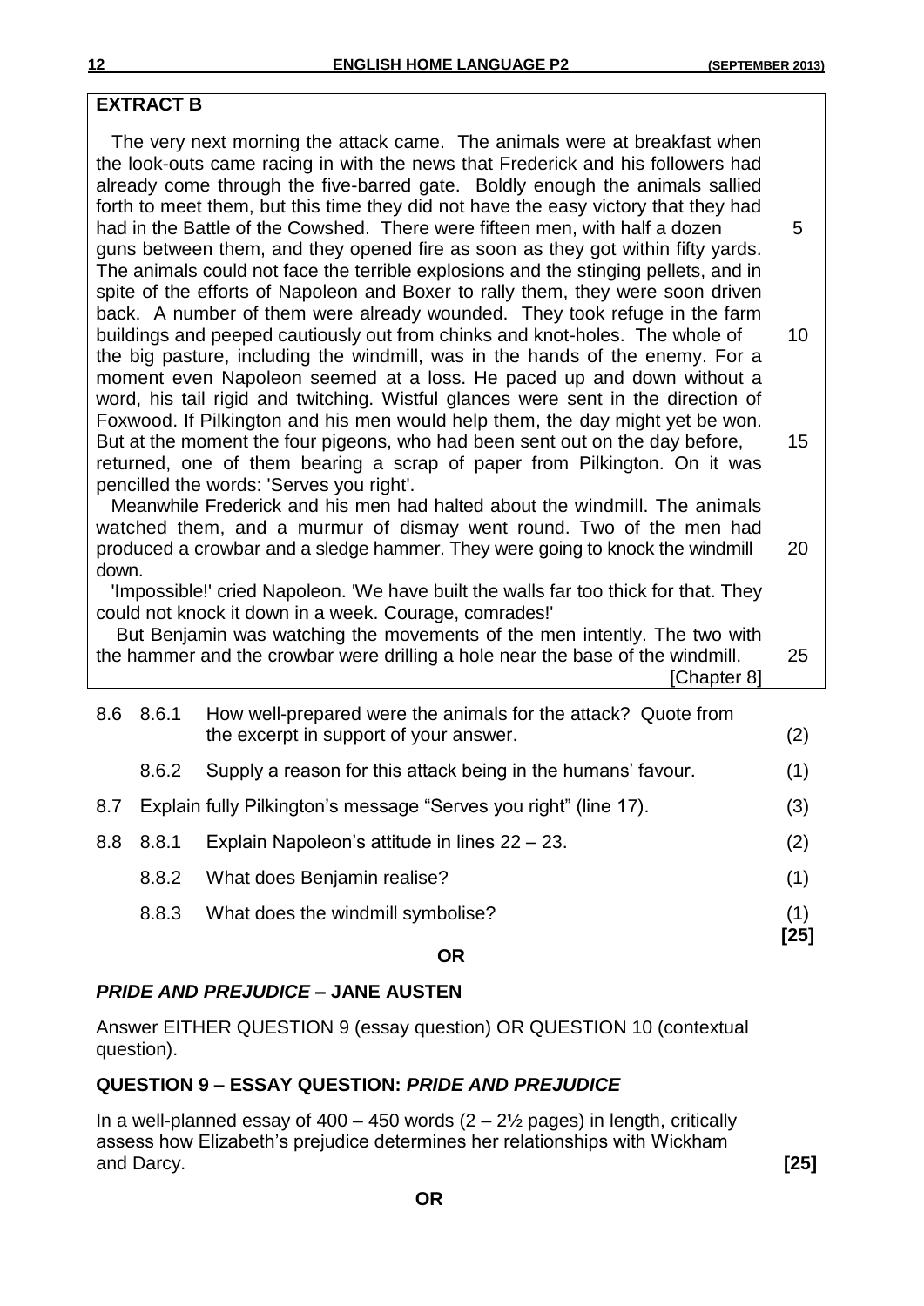## EXTRACT B

The very next morning the attack came. The animals were at breakfast when the look-outs came racing in with the news that Frederick and his followers had already come through the five-barred gate. Boldly enough the animals sallied forth to meet them, but this time they did not have the easy victory that they had had in the Battle of the Cowshed. There were fifteen men, with half a dozen guns between them, and they opened fire as soon as they got within fifty yards. The animals could not face the terrible explosions and the stinging pellets, and in spite of the efforts of Napoleon and Boxer to rally them, they were soon driven back. A number of them were already wounded. They took refuge in the farm buildings and peeped cautiously out from chinks and knot-holes. The whole of the big pasture, including the windmill, was in the hands of the enemy. For a moment even Napoleon seemed at a loss. He paced up and down without a word, his tail rigid and twitching. Wistful glances were sent in the direction of Foxwood. If Pilkington and his men would help them, the day might yet be won. But at the moment the four pigeons, who had been sent out on the day before, returned, one of them bearing a scrap of paper from Pilkington. On it was pencilled the words: 'Serves you right'.

Meanwhile Frederick and his men had halted about the windmill. The animals watched them, and a murmur of dismay went round. Two of the men had produced a crowbar and a sledge hammer. They were going to knock the windmill down.

'Impossible!' cried Napoleon. 'We have built the walls far too thick for that. They could not knock it down in a week. Courage, comrades!'

But Benjamin was watching the movements of the men intently. The two with the hammer and the crowbar were drilling a hole near the base of the windmill.

[Chapter 8]

| | | | |
|---|---|---|---|
| 8.6 | 8.6.1 | How well-prepared were the animals for the attack? Quote from the excerpt in support of your answer. | (2) |
| | 8.6.2 | Supply a reason for this attack being in the humans' favour. | (1) |
| 8.7 | | Explain fully Pilkington's message "Serves you right" (line 17). | (3) |
| 8.8 | 8.8.1 | Explain Napoleon's attitude in lines 22 – 23. | (2) |
| | 8.8.2 | What does Benjamin realise? | (1) |
| | 8.8.3 | What does the windmill symbolise? | (1) **[25]** |

**OR**

## *PRIDE AND PREJUDICE* – JANE AUSTEN

Answer EITHER QUESTION 9 (essay question) OR QUESTION 10 (contextual question).

### QUESTION 9 – ESSAY QUESTION: *PRIDE AND PREJUDICE*

In a well-planned essay of 400 – 450 words (2 – 2½ pages) in length, critically assess how Elizabeth's prejudice determines her relationships with Wickham and Darcy. **[25]**

**OR**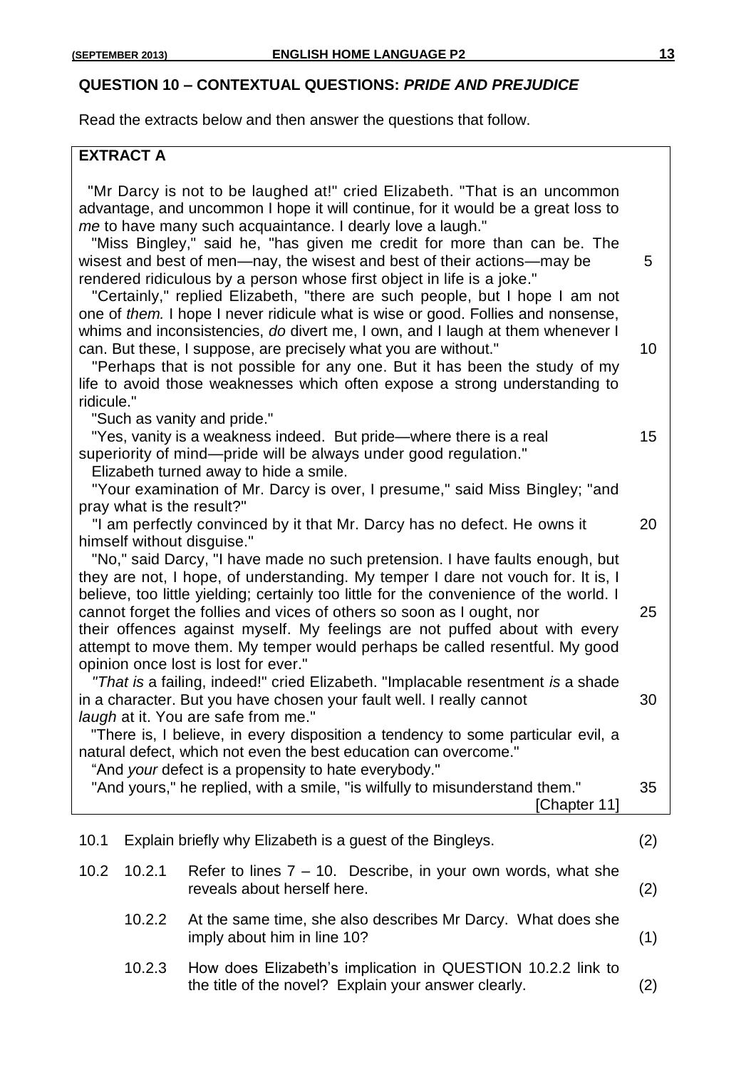## QUESTION 10 – CONTEXTUAL QUESTIONS: *PRIDE AND PREJUDICE*

Read the extracts below and then answer the questions that follow.

**EXTRACT A**

"Mr Darcy is not to be laughed at!" cried Elizabeth. "That is an uncommon advantage, and uncommon I hope it will continue, for it would be a great loss to *me* to have many such acquaintance. I dearly love a laugh."

"Miss Bingley," said he, "has given me credit for more than can be. The wisest and best of men—nay, the wisest and best of their actions—may be rendered ridiculous by a person whose first object in life is a joke." 5

"Certainly," replied Elizabeth, "there are such people, but I hope I am not one of *them.* I hope I never ridicule what is wise or good. Follies and nonsense, whims and inconsistencies, *do* divert me, I own, and I laugh at them whenever I can. But these, I suppose, are precisely what you are without." 10

"Perhaps that is not possible for any one. But it has been the study of my life to avoid those weaknesses which often expose a strong understanding to ridicule."

"Such as vanity and pride."

"Yes, vanity is a weakness indeed. But pride—where there is a real superiority of mind—pride will be always under good regulation." 15

Elizabeth turned away to hide a smile.

"Your examination of Mr. Darcy is over, I presume," said Miss Bingley; "and pray what is the result?"

"I am perfectly convinced by it that Mr. Darcy has no defect. He owns it himself without disguise." 20

"No," said Darcy, "I have made no such pretension. I have faults enough, but they are not, I hope, of understanding. My temper I dare not vouch for. It is, I believe, too little yielding; certainly too little for the convenience of the world. I cannot forget the follies and vices of others so soon as I ought, nor their offences against myself. My feelings are not puffed about with every attempt to move them. My temper would perhaps be called resentful. My good opinion once lost is lost for ever." 25

*"That is* a failing, indeed!" cried Elizabeth. "Implacable resentment *is* a shade in a character. But you have chosen your fault well. I really cannot *laugh* at it. You are safe from me." 30

"There is, I believe, in every disposition a tendency to some particular evil, a natural defect, which not even the best education can overcome."

"And *your* defect is a propensity to hate everybody."

"And yours," he replied, with a smile, "is wilfully to misunderstand them." 35

[Chapter 11]

10.1 Explain briefly why Elizabeth is a guest of the Bingleys. (2)

10.2 10.2.1 Refer to lines 7 – 10. Describe, in your own words, what she reveals about herself here. (2)

10.2.2 At the same time, she also describes Mr Darcy. What does she imply about him in line 10? (1)

10.2.3 How does Elizabeth's implication in QUESTION 10.2.2 link to the title of the novel? Explain your answer clearly. (2)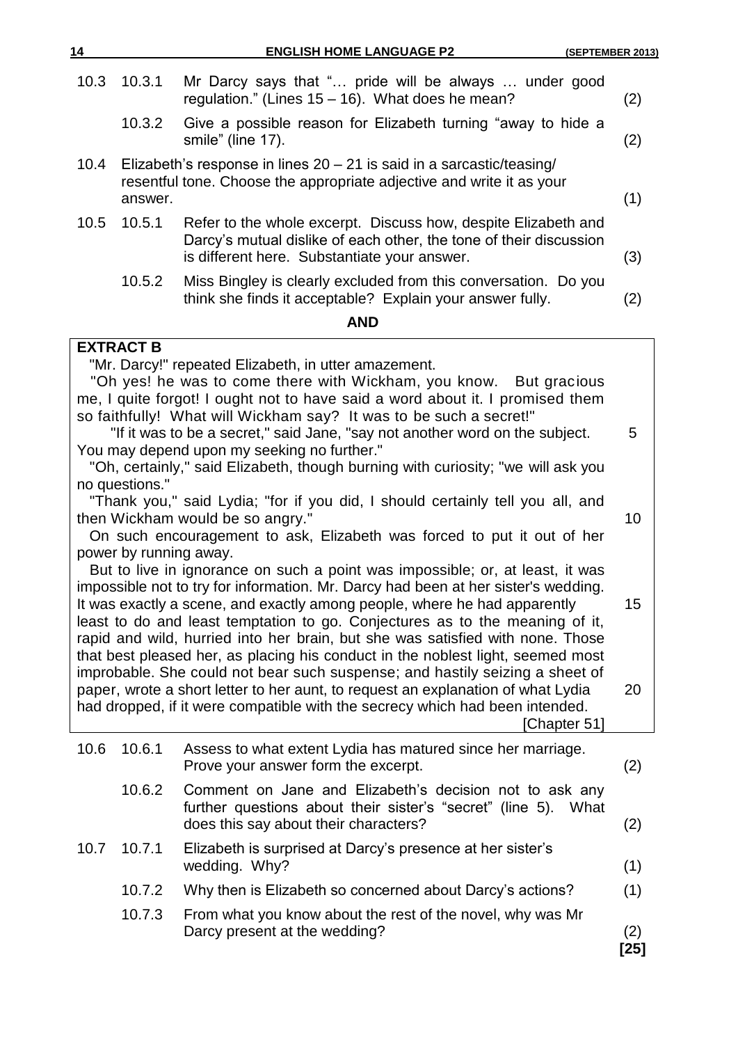10.3 10.3.1 Mr Darcy says that "… pride will be always … under good regulation." (Lines 15 – 16). What does he mean? (2)

10.3.2 Give a possible reason for Elizabeth turning "away to hide a smile" (line 17). (2)

10.4 Elizabeth's response in lines 20 – 21 is said in a sarcastic/teasing/ resentful tone. Choose the appropriate adjective and write it as your answer. (1)

10.5 10.5.1 Refer to the whole excerpt. Discuss how, despite Elizabeth and Darcy's mutual dislike of each other, the tone of their discussion is different here. Substantiate your answer. (3)

10.5.2 Miss Bingley is clearly excluded from this conversation. Do you think she finds it acceptable? Explain your answer fully. (2)

**AND**

**EXTRACT B**

"Mr. Darcy!" repeated Elizabeth, in utter amazement.

"Oh yes! he was to come there with Wickham, you know. But gracious me, I quite forgot! I ought not to have said a word about it. I promised them so faithfully! What will Wickham say? It was to be such a secret!"

"If it was to be a secret," said Jane, "say not another word on the subject. (5) You may depend upon my seeking no further."

"Oh, certainly," said Elizabeth, though burning with curiosity; "we will ask you no questions."

"Thank you," said Lydia; "for if you did, I should certainly tell you all, and then Wickham would be so angry." (10)

On such encouragement to ask, Elizabeth was forced to put it out of her power by running away.

But to live in ignorance on such a point was impossible; or, at least, it was impossible not to try for information. Mr. Darcy had been at her sister's wedding. It was exactly a scene, and exactly among people, where he had apparently (15) least to do and least temptation to go. Conjectures as to the meaning of it, rapid and wild, hurried into her brain, but she was satisfied with none. Those that best pleased her, as placing his conduct in the noblest light, seemed most improbable. She could not bear such suspense; and hastily seizing a sheet of paper, wrote a short letter to her aunt, to request an explanation of what Lydia (20) had dropped, if it were compatible with the secrecy which had been intended.

[Chapter 51]

10.6 10.6.1 Assess to what extent Lydia has matured since her marriage. Prove your answer form the excerpt. (2)

10.6.2 Comment on Jane and Elizabeth's decision not to ask any further questions about their sister's "secret" (line 5). What does this say about their characters? (2)

10.7 10.7.1 Elizabeth is surprised at Darcy's presence at her sister's wedding. Why? (1)

10.7.2 Why then is Elizabeth so concerned about Darcy's actions? (1)

10.7.3 From what you know about the rest of the novel, why was Mr Darcy present at the wedding? (2)

**[25]**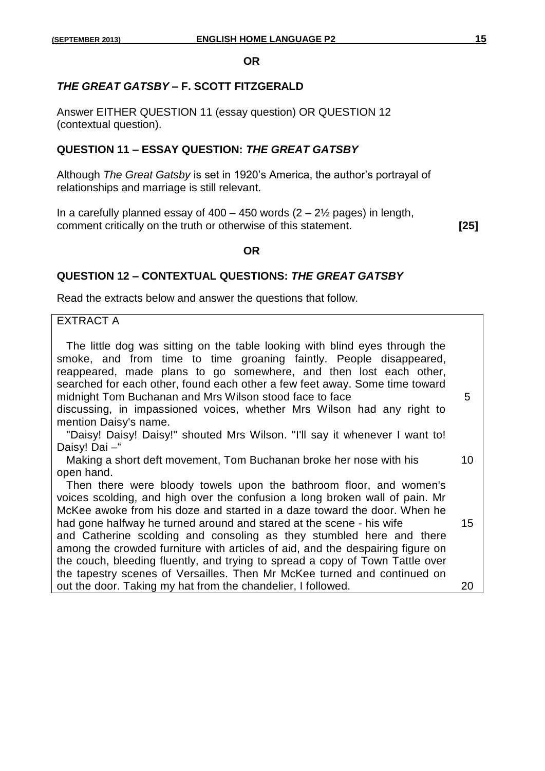**OR**

## *THE GREAT GATSBY* – F. SCOTT FITZGERALD

Answer EITHER QUESTION 11 (essay question) OR QUESTION 12 (contextual question).

### QUESTION 11 – ESSAY QUESTION: *THE GREAT GATSBY*

Although *The Great Gatsby* is set in 1920's America, the author's portrayal of relationships and marriage is still relevant.

In a carefully planned essay of 400 – 450 words (2 – 2½ pages) in length, comment critically on the truth or otherwise of this statement. **[25]**

**OR**

### QUESTION 12 – CONTEXTUAL QUESTIONS: *THE GREAT GATSBY*

Read the extracts below and answer the questions that follow.

**EXTRACT A**

The little dog was sitting on the table looking with blind eyes through the smoke, and from time to time groaning faintly. People disappeared, reappeared, made plans to go somewhere, and then lost each other, searched for each other, found each other a few feet away. Some time toward midnight Tom Buchanan and Mrs Wilson stood face to face (5) discussing, in impassioned voices, whether Mrs Wilson had any right to mention Daisy's name.

"Daisy! Daisy! Daisy!" shouted Mrs Wilson. "I'll say it whenever I want to! Daisy! Dai –"

Making a short deft movement, Tom Buchanan broke her nose with his (10) open hand.

Then there were bloody towels upon the bathroom floor, and women's voices scolding, and high over the confusion a long broken wall of pain. Mr McKee awoke from his doze and started in a daze toward the door. When he had gone halfway he turned around and stared at the scene - his wife (15) and Catherine scolding and consoling as they stumbled here and there among the crowded furniture with articles of aid, and the despairing figure on the couch, bleeding fluently, and trying to spread a copy of Town Tattle over the tapestry scenes of Versailles. Then Mr McKee turned and continued on out the door. Taking my hat from the chandelier, I followed. (20)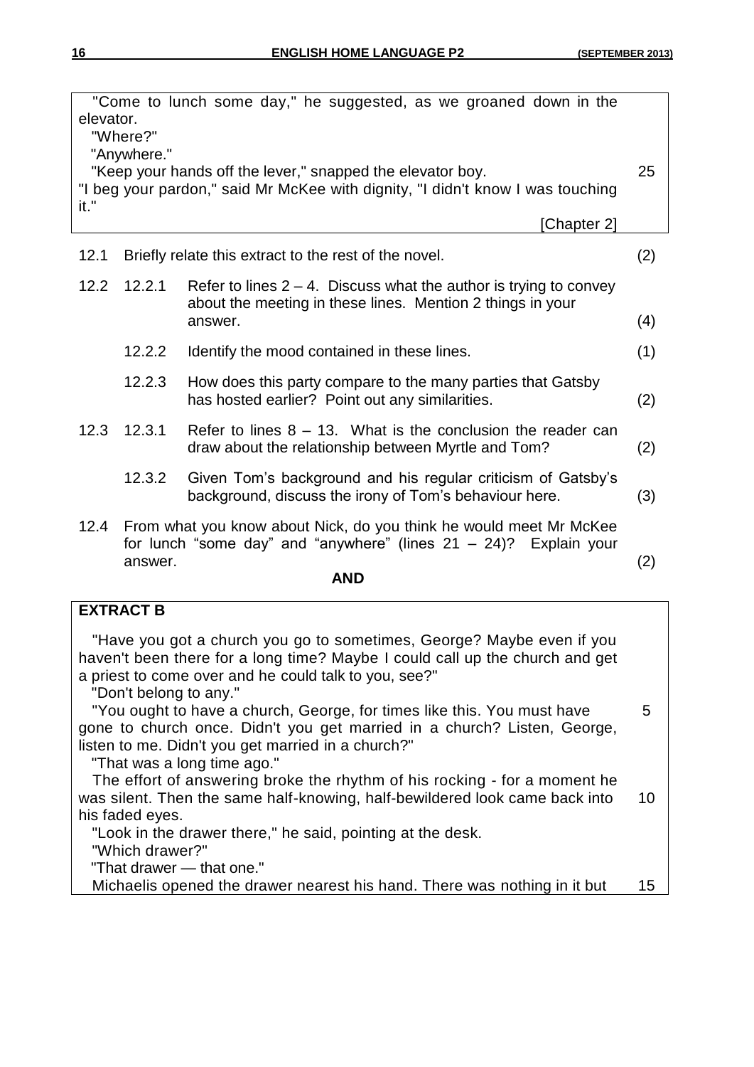"Come to lunch some day," he suggested, as we groaned down in the elevator.
"Where?"
"Anywhere."
"Keep your hands off the lever," snapped the elevator boy. 25
"I beg your pardon," said Mr McKee with dignity, "I didn't know I was touching it."

[Chapter 2]

12.1 Briefly relate this extract to the rest of the novel. (2)

12.2 12.2.1 Refer to lines 2 – 4. Discuss what the author is trying to convey about the meeting in these lines. Mention 2 things in your answer. (4)

12.2.2 Identify the mood contained in these lines. (1)

12.2.3 How does this party compare to the many parties that Gatsby has hosted earlier? Point out any similarities. (2)

12.3 12.3.1 Refer to lines 8 – 13. What is the conclusion the reader can draw about the relationship between Myrtle and Tom? (2)

12.3.2 Given Tom's background and his regular criticism of Gatsby's background, discuss the irony of Tom's behaviour here. (3)

12.4 From what you know about Nick, do you think he would meet Mr McKee for lunch "some day" and "anywhere" (lines 21 – 24)? Explain your answer. (2)

**AND**

**EXTRACT B**

"Have you got a church you go to sometimes, George? Maybe even if you haven't been there for a long time? Maybe I could call up the church and get a priest to come over and he could talk to you, see?"
"Don't belong to any."
"You ought to have a church, George, for times like this. You must have 5
gone to church once. Didn't you get married in a church? Listen, George, listen to me. Didn't you get married in a church?"
"That was a long time ago."
The effort of answering broke the rhythm of his rocking - for a moment he was silent. Then the same half-knowing, half-bewildered look came back into 10
his faded eyes.
"Look in the drawer there," he said, pointing at the desk.
"Which drawer?"
"That drawer — that one."
Michaelis opened the drawer nearest his hand. There was nothing in it but 15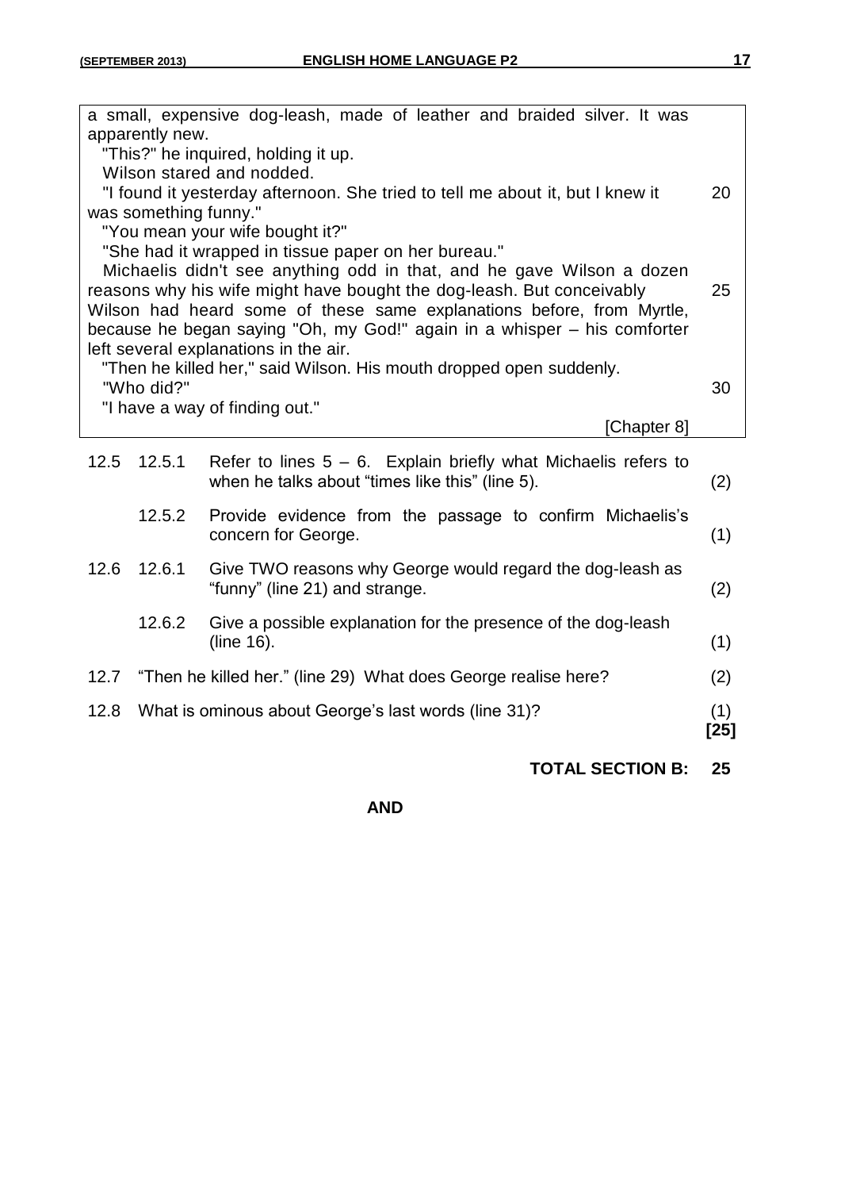a small, expensive dog-leash, made of leather and braided silver. It was apparently new.

"This?" he inquired, holding it up.

Wilson stared and nodded.

"I found it yesterday afternoon. She tried to tell me about it, but I knew it was something funny." 20

"You mean your wife bought it?"

"She had it wrapped in tissue paper on her bureau."

Michaelis didn't see anything odd in that, and he gave Wilson a dozen reasons why his wife might have bought the dog-leash. But conceivably Wilson had heard some of these same explanations before, from Myrtle, because he began saying "Oh, my God!" again in a whisper – his comforter left several explanations in the air. 25

"Then he killed her," said Wilson. His mouth dropped open suddenly.

"Who did?" 30

"I have a way of finding out."

[Chapter 8]

| | | | |
|---|---|---|---|
| 12.5 | 12.5.1 | Refer to lines 5 – 6. Explain briefly what Michaelis refers to when he talks about "times like this" (line 5). | (2) |
| | 12.5.2 | Provide evidence from the passage to confirm Michaelis's concern for George. | (1) |
| 12.6 | 12.6.1 | Give TWO reasons why George would regard the dog-leash as "funny" (line 21) and strange. | (2) |
| | 12.6.2 | Give a possible explanation for the presence of the dog-leash (line 16). | (1) |
| 12.7 | | "Then he killed her." (line 29) What does George realise here? | (2) |
| 12.8 | | What is ominous about George's last words (line 31)? | (1) **[25]** |

**TOTAL SECTION B: 25**

**AND**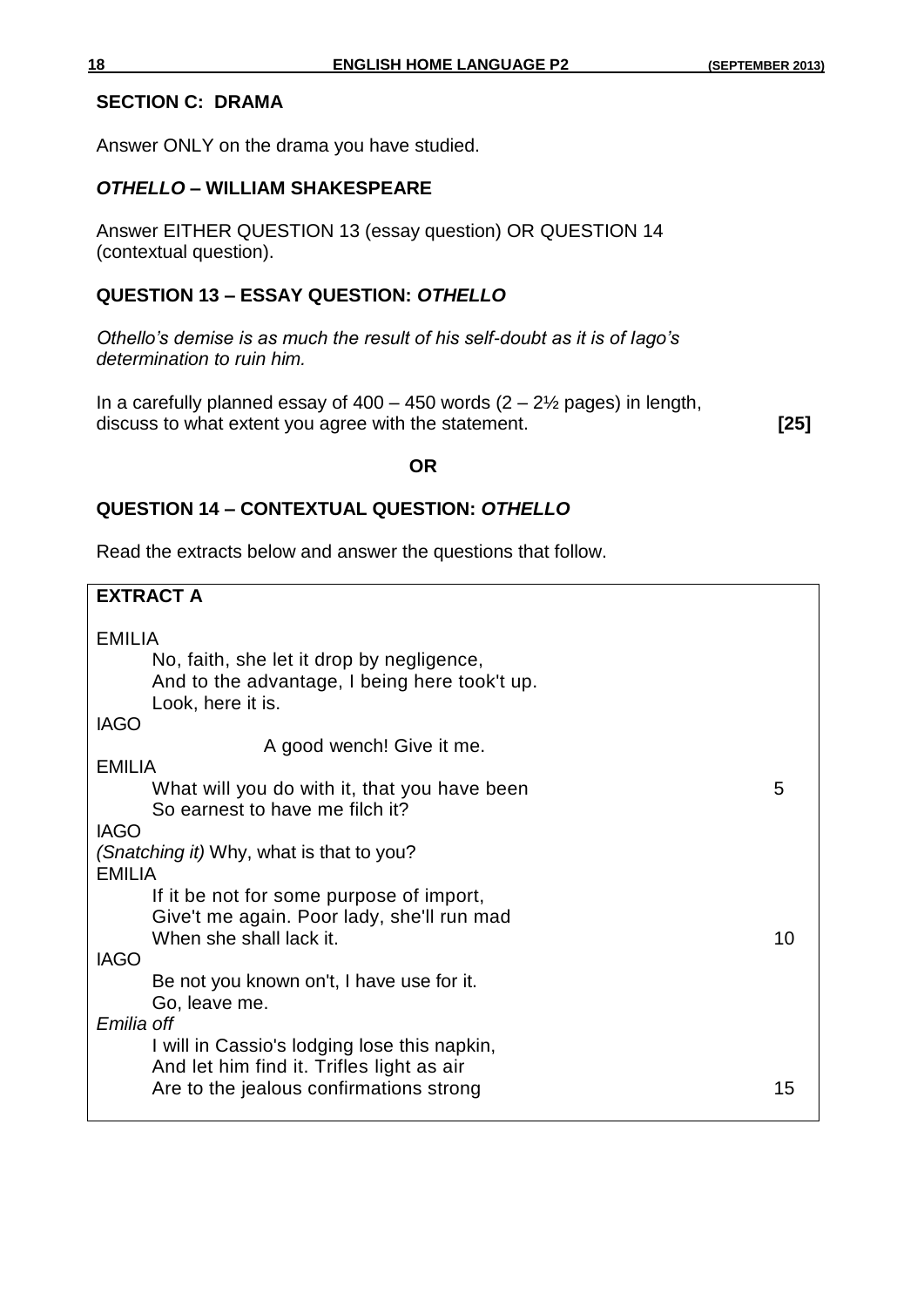## SECTION C: DRAMA

Answer ONLY on the drama you have studied.

### *OTHELLO* – WILLIAM SHAKESPEARE

Answer EITHER QUESTION 13 (essay question) OR QUESTION 14 (contextual question).

### QUESTION 13 – ESSAY QUESTION: *OTHELLO*

*Othello's demise is as much the result of his self-doubt as it is of Iago's determination to ruin him.*

In a carefully planned essay of 400 – 450 words (2 – 2½ pages) in length, discuss to what extent you agree with the statement. **[25]**

**OR**

### QUESTION 14 – CONTEXTUAL QUESTION: *OTHELLO*

Read the extracts below and answer the questions that follow.

**EXTRACT A**

EMILIA
No, faith, she let it drop by negligence,
And to the advantage, I being here took't up.
Look, here it is.

IAGO
A good wench! Give it me.

EMILIA
What will you do with it, that you have been 5
So earnest to have me filch it?

IAGO
*(Snatching it)* Why, what is that to you?

EMILIA
If it be not for some purpose of import,
Give't me again. Poor lady, she'll run mad
When she shall lack it. 10

IAGO
Be not you known on't, I have use for it.
Go, leave me.

*Emilia off*

I will in Cassio's lodging lose this napkin,
And let him find it. Trifles light as air
Are to the jealous confirmations strong 15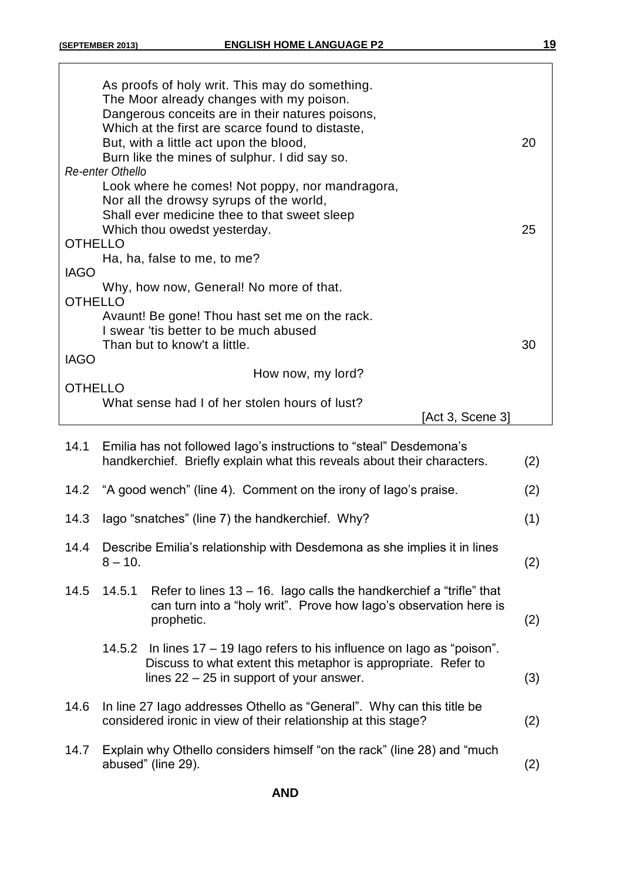As proofs of holy writ. This may do something.
The Moor already changes with my poison.
Dangerous conceits are in their natures poisons,
Which at the first are scarce found to distaste,
But, with a little act upon the blood, 20
Burn like the mines of sulphur. I did say so.

*Re-enter Othello*

Look where he comes! Not poppy, nor mandragora,
Nor all the drowsy syrups of the world,
Shall ever medicine thee to that sweet sleep
Which thou owedst yesterday. 25

OTHELLO
Ha, ha, false to me, to me?

IAGO
Why, how now, General! No more of that.

OTHELLO
Avaunt! Be gone! Thou hast set me on the rack.
I swear 'tis better to be much abused
Than but to know't a little. 30

IAGO
How now, my lord?

OTHELLO
What sense had I of her stolen hours of lust?

[Act 3, Scene 3]

14.1 Emilia has not followed Iago's instructions to "steal" Desdemona's handkerchief. Briefly explain what this reveals about their characters. (2)

14.2 "A good wench" (line 4). Comment on the irony of Iago's praise. (2)

14.3 Iago "snatches" (line 7) the handkerchief. Why? (1)

14.4 Describe Emilia's relationship with Desdemona as she implies it in lines 8 – 10. (2)

14.5 14.5.1 Refer to lines 13 – 16. Iago calls the handkerchief a "trifle" that can turn into a "holy writ". Prove how Iago's observation here is prophetic. (2)

14.5.2 In lines 17 – 19 Iago refers to his influence on Iago as "poison". Discuss to what extent this metaphor is appropriate. Refer to lines 22 – 25 in support of your answer. (3)

14.6 In line 27 Iago addresses Othello as "General". Why can this title be considered ironic in view of their relationship at this stage? (2)

14.7 Explain why Othello considers himself "on the rack" (line 28) and "much abused" (line 29). (2)

**AND**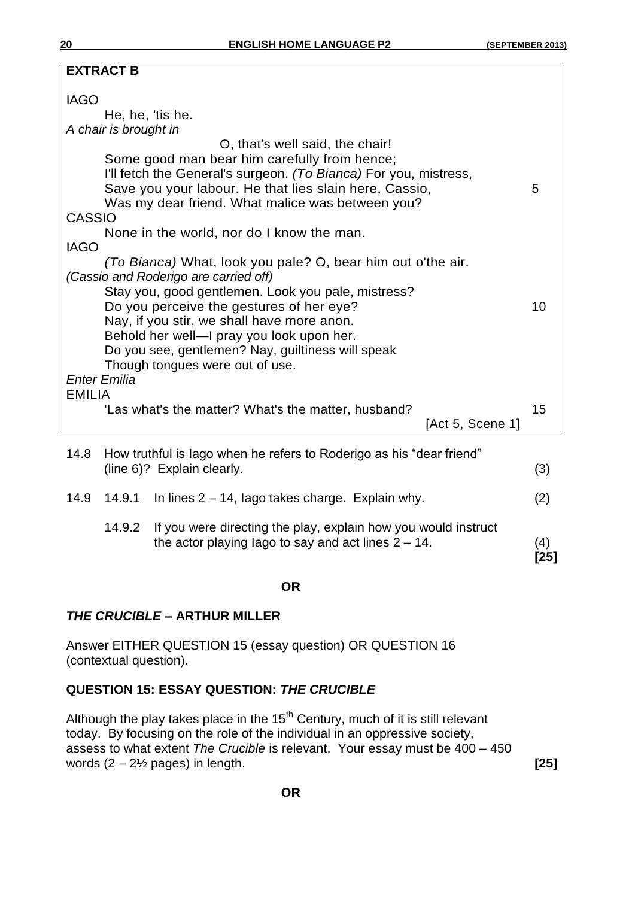**EXTRACT B**

IAGO
He, he, 'tis he.
*A chair is brought in*
O, that's well said, the chair!
Some good man bear him carefully from hence;
I'll fetch the General's surgeon. *(To Bianca)* For you, mistress,
Save you your labour. He that lies slain here, Cassio, 5
Was my dear friend. What malice was between you?
CASSIO
None in the world, nor do I know the man.
IAGO
*(To Bianca)* What, look you pale? O, bear him out o'the air.
*(Cassio and Roderigo are carried off)*
Stay you, good gentlemen. Look you pale, mistress?
Do you perceive the gestures of her eye? 10
Nay, if you stir, we shall have more anon.
Behold her well—I pray you look upon her.
Do you see, gentlemen? Nay, guiltiness will speak
Though tongues were out of use.
*Enter Emilia*
EMILIA
'Las what's the matter? What's the matter, husband? 15
[Act 5, Scene 1]

14.8 How truthful is Iago when he refers to Roderigo as his "dear friend" (line 6)? Explain clearly. (3)

14.9 14.9.1 In lines 2 – 14, Iago takes charge. Explain why. (2)

14.9.2 If you were directing the play, explain how you would instruct the actor playing Iago to say and act lines 2 – 14. (4)
**[25]**

**OR**

## *THE CRUCIBLE* – ARTHUR MILLER

Answer EITHER QUESTION 15 (essay question) OR QUESTION 16 (contextual question).

### QUESTION 15: ESSAY QUESTION: *THE CRUCIBLE*

Although the play takes place in the 15th Century, much of it is still relevant today. By focusing on the role of the individual in an oppressive society, assess to what extent *The Crucible* is relevant. Your essay must be 400 – 450 words (2 – 2½ pages) in length. **[25]**

**OR**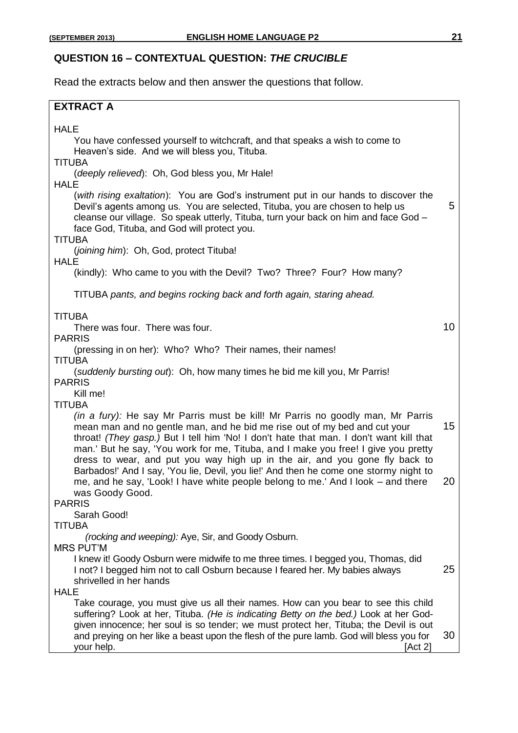## QUESTION 16 – CONTEXTUAL QUESTION: *THE CRUCIBLE*

Read the extracts below and then answer the questions that follow.

### EXTRACT A

HALE
You have confessed yourself to witchcraft, and that speaks a wish to come to Heaven's side. And we will bless you, Tituba.

TITUBA
(*deeply relieved*): Oh, God bless you, Mr Hale!

HALE
(*with rising exaltation*): You are God's instrument put in our hands to discover the Devil's agents among us. You are selected, Tituba, you are chosen to help us cleanse our village. So speak utterly, Tituba, turn your back on him and face God – face God, Tituba, and God will protect you. 5

TITUBA
(*joining him*): Oh, God, protect Tituba!

HALE
(kindly): Who came to you with the Devil? Two? Three? Four? How many?

TITUBA *pants, and begins rocking back and forth again, staring ahead.*

TITUBA
There was four. There was four. 10

PARRIS
(pressing in on her): Who? Who? Their names, their names!

TITUBA
(*suddenly bursting out*): Oh, how many times he bid me kill you, Mr Parris!

PARRIS
Kill me!

TITUBA
*(in a fury):* He say Mr Parris must be kill! Mr Parris no goodly man, Mr Parris mean man and no gentle man, and he bid me rise out of my bed and cut your throat! *(They gasp.)* But I tell him 'No! I don't hate that man. I don't want kill that man.' But he say, 'You work for me, Tituba, and I make you free! I give you pretty dress to wear, and put you way high up in the air, and you gone fly back to Barbados!' And I say, 'You lie, Devil, you lie!' And then he come one stormy night to me, and he say, 'Look! I have white people belong to me.' And I look – and there was Goody Good. 15 20

PARRIS
Sarah Good!

TITUBA
*(rocking and weeping):* Aye, Sir, and Goody Osburn.

MRS PUT'M
I knew it! Goody Osburn were midwife to me three times. I begged you, Thomas, did I not? I begged him not to call Osburn because I feared her. My babies always shrivelled in her hands 25

HALE
Take courage, you must give us all their names. How can you bear to see this child suffering? Look at her, Tituba. *(He is indicating Betty on the bed.)* Look at her God-given innocence; her soul is so tender; we must protect her, Tituba; the Devil is out and preying on her like a beast upon the flesh of the pure lamb. God will bless you for your help. 30

[Act 2]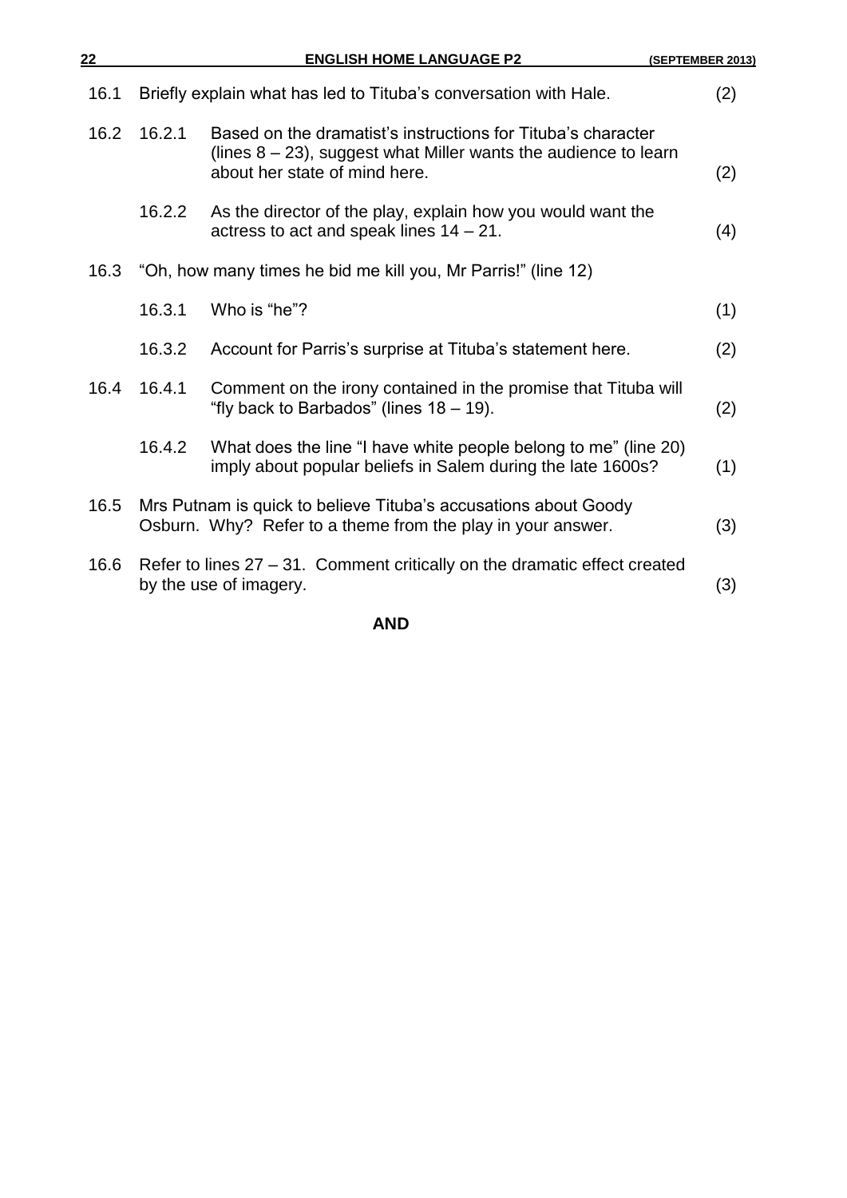| | | | |
|---|---|---|---|
| 16.1 | Briefly explain what has led to Tituba's conversation with Hale. | | (2) |
| 16.2 | 16.2.1 | Based on the dramatist's instructions for Tituba's character (lines 8 – 23), suggest what Miller wants the audience to learn about her state of mind here. | (2) |
| | 16.2.2 | As the director of the play, explain how you would want the actress to act and speak lines 14 – 21. | (4) |
| 16.3 | "Oh, how many times he bid me kill you, Mr Parris!" (line 12) | | |
| | 16.3.1 | Who is "he"? | (1) |
| | 16.3.2 | Account for Parris's surprise at Tituba's statement here. | (2) |
| 16.4 | 16.4.1 | Comment on the irony contained in the promise that Tituba will "fly back to Barbados" (lines 18 – 19). | (2) |
| | 16.4.2 | What does the line "I have white people belong to me" (line 20) imply about popular beliefs in Salem during the late 1600s? | (1) |
| 16.5 | Mrs Putnam is quick to believe Tituba's accusations about Goody Osburn. Why? Refer to a theme from the play in your answer. | | (3) |
| 16.6 | Refer to lines 27 – 31. Comment critically on the dramatic effect created by the use of imagery. | | (3) |

**AND**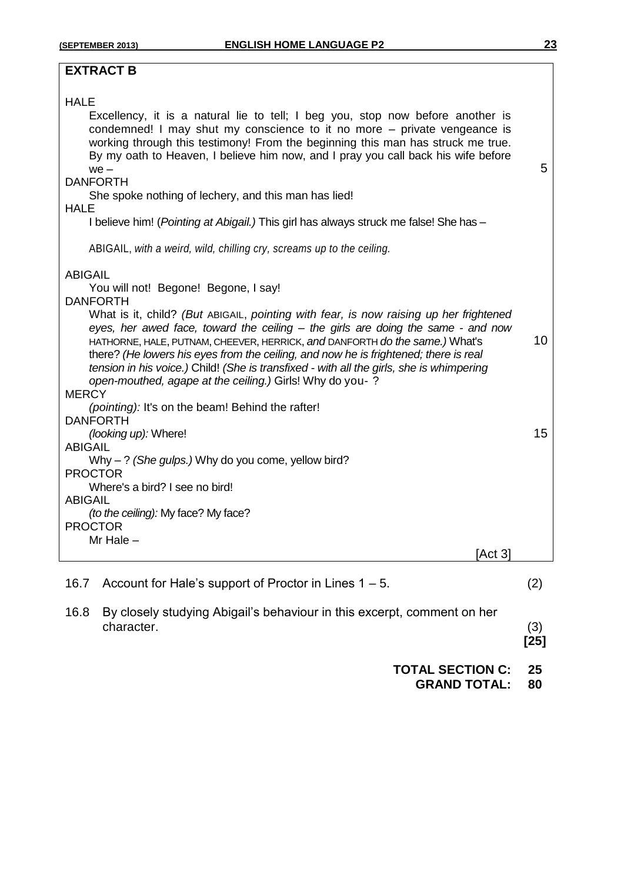## EXTRACT B

HALE
Excellency, it is a natural lie to tell; I beg you, stop now before another is condemned! I may shut my conscience to it no more – private vengeance is working through this testimony! From the beginning this man has struck me true. By my oath to Heaven, I believe him now, and I pray you call back his wife before we – 5

DANFORTH
She spoke nothing of lechery, and this man has lied!

HALE
I believe him! (*Pointing at Abigail.*) This girl has always struck me false! She has –

ABIGAIL, *with a weird, wild, chilling cry, screams up to the ceiling.*

ABIGAIL
You will not! Begone! Begone, I say!

DANFORTH
What is it, child? *(But* ABIGAIL, *pointing with fear, is now raising up her frightened eyes, her awed face, toward the ceiling – the girls are doing the same - and now* HATHORNE, HALE, PUTNAM, CHEEVER, HERRICK, *and* DANFORTH *do the same.)* What's there? *(He lowers his eyes from the ceiling, and now he is frightened; there is real tension in his voice.)* Child! *(She is transfixed - with all the girls, she is whimpering open-mouthed, agape at the ceiling.)* Girls! Why do you- ? 10

MERCY
*(pointing):* It's on the beam! Behind the rafter!

DANFORTH
*(looking up):* Where! 15

ABIGAIL
Why – ? *(She gulps.)* Why do you come, yellow bird?

PROCTOR
Where's a bird? I see no bird!

ABIGAIL
*(to the ceiling):* My face? My face?

PROCTOR
Mr Hale –

[Act 3]

16.7 Account for Hale's support of Proctor in Lines 1 – 5. (2)

16.8 By closely studying Abigail's behaviour in this excerpt, comment on her character. (3)

**[25]**

**TOTAL SECTION C: 25**
**GRAND TOTAL: 80**